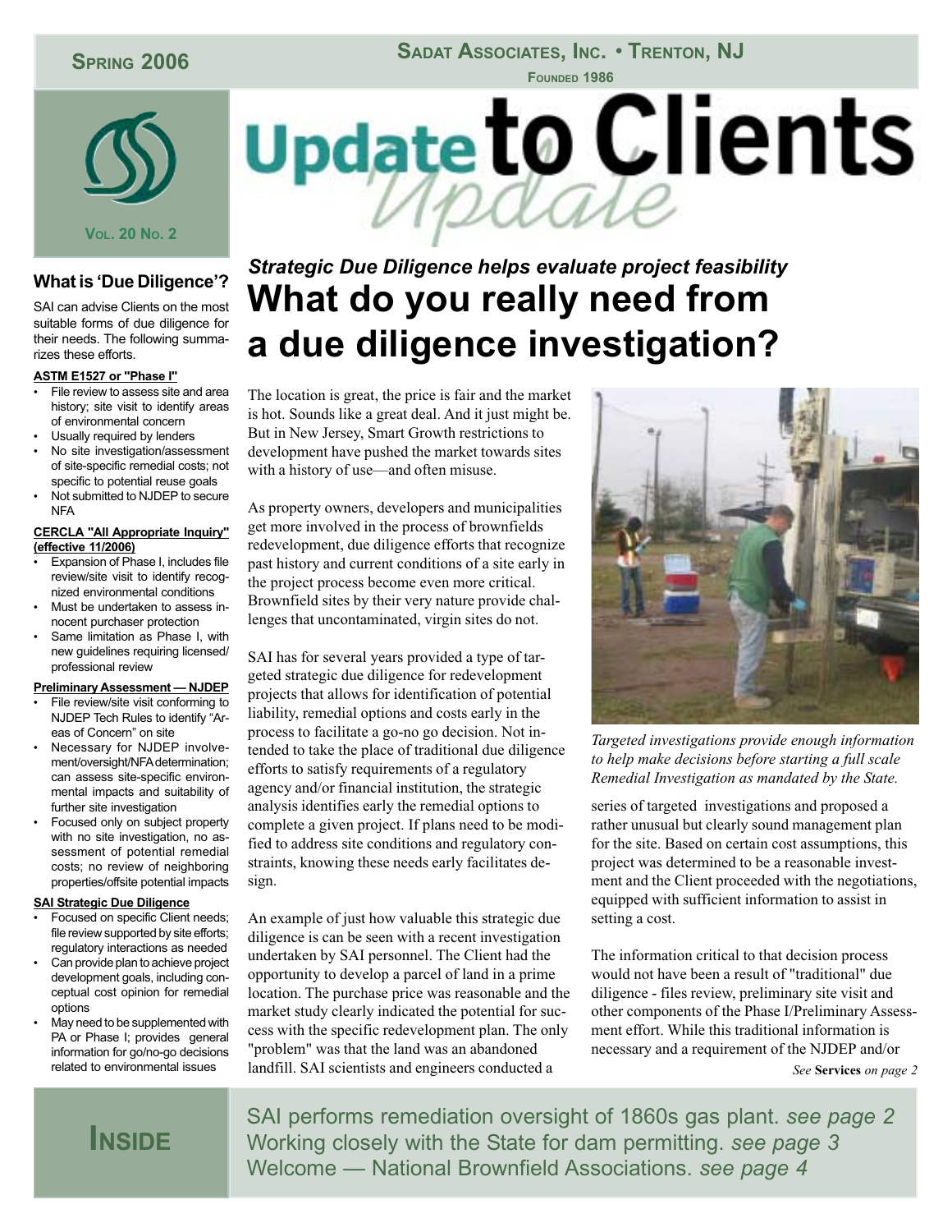# Update to Clients

**Spring 2006** | **Sadat Associates, Inc. • Trenton, NJ** | Founded 1986 | Vol. 20 No. 2

## What is 'Due Diligence'?

SAI can advise Clients on the most suitable forms of due diligence for their needs. The following summarizes these efforts.

**ASTM E1527 or "Phase I"**

- File review to assess site and area history; site visit to identify areas of environmental concern
- Usually required by lenders
- No site investigation/assessment of site-specific remedial costs; not specific to potential reuse goals
- Not submitted to NJDEP to secure NFA

**CERCLA "All Appropriate Inquiry" (effective 11/2006)**

- Expansion of Phase I, includes file review/site visit to identify recognized environmental conditions
- Must be undertaken to assess innocent purchaser protection
- Same limitation as Phase I, with new guidelines requiring licensed/professional review

**Preliminary Assessment — NJDEP**

- File review/site visit conforming to NJDEP Tech Rules to identify "Areas of Concern" on site
- Necessary for NJDEP involvement/oversight/NFA determination; can assess site-specific environmental impacts and suitability of further site investigation
- Focused only on subject property with no site investigation, no assessment of potential remedial costs; no review of neighboring properties/offsite potential impacts

**SAI Strategic Due Diligence**

- Focused on specific Client needs; file review supported by site efforts; regulatory interactions as needed
- Can provide plan to achieve project development goals, including conceptual cost opinion for remedial options
- May need to be supplemented with PA or Phase I; provides general information for go/no-go decisions related to environmental issues

*Strategic Due Diligence helps evaluate project feasibility*

## What do you really need from a due diligence investigation?

The location is great, the price is fair and the market is hot. Sounds like a great deal. And it just might be. But in New Jersey, Smart Growth restrictions to development have pushed the market towards sites with a history of use—and often misuse.

As property owners, developers and municipalities get more involved in the process of brownfields redevelopment, due diligence efforts that recognize past history and current conditions of a site early in the project process become even more critical. Brownfield sites by their very nature provide challenges that uncontaminated, virgin sites do not.

SAI has for several years provided a type of targeted strategic due diligence for redevelopment projects that allows for identification of potential liability, remedial options and costs early in the process to facilitate a go-no go decision. Not intended to take the place of traditional due diligence efforts to satisfy requirements of a regulatory agency and/or financial institution, the strategic analysis identifies early the remedial options to complete a given project. If plans need to be modified to address site conditions and regulatory constraints, knowing these needs early facilitates design.

An example of just how valuable this strategic due diligence is can be seen with a recent investigation undertaken by SAI personnel. The Client had the opportunity to develop a parcel of land in a prime location. The purchase price was reasonable and the market study clearly indicated the potential for success with the specific redevelopment plan. The only "problem" was that the land was an abandoned landfill. SAI scientists and engineers conducted a series of targeted investigations and proposed a rather unusual but clearly sound management plan for the site. Based on certain cost assumptions, this project was determined to be a reasonable investment and the Client proceeded with the negotiations, equipped with sufficient information to assist in setting a cost.

*Targeted investigations provide enough information to help make decisions before starting a full scale Remedial Investigation as mandated by the State.*

The information critical to that decision process would not have been a result of "traditional" due diligence - files review, preliminary site visit and other components of the Phase I/Preliminary Assessment effort. While this traditional information is necessary and a requirement of the NJDEP and/or

*See* **Services** *on page 2*

## Inside

SAI performs remediation oversight of 1860s gas plant. *see page 2*
Working closely with the State for dam permitting. *see page 3*
Welcome — National Brownfield Associations. *see page 4*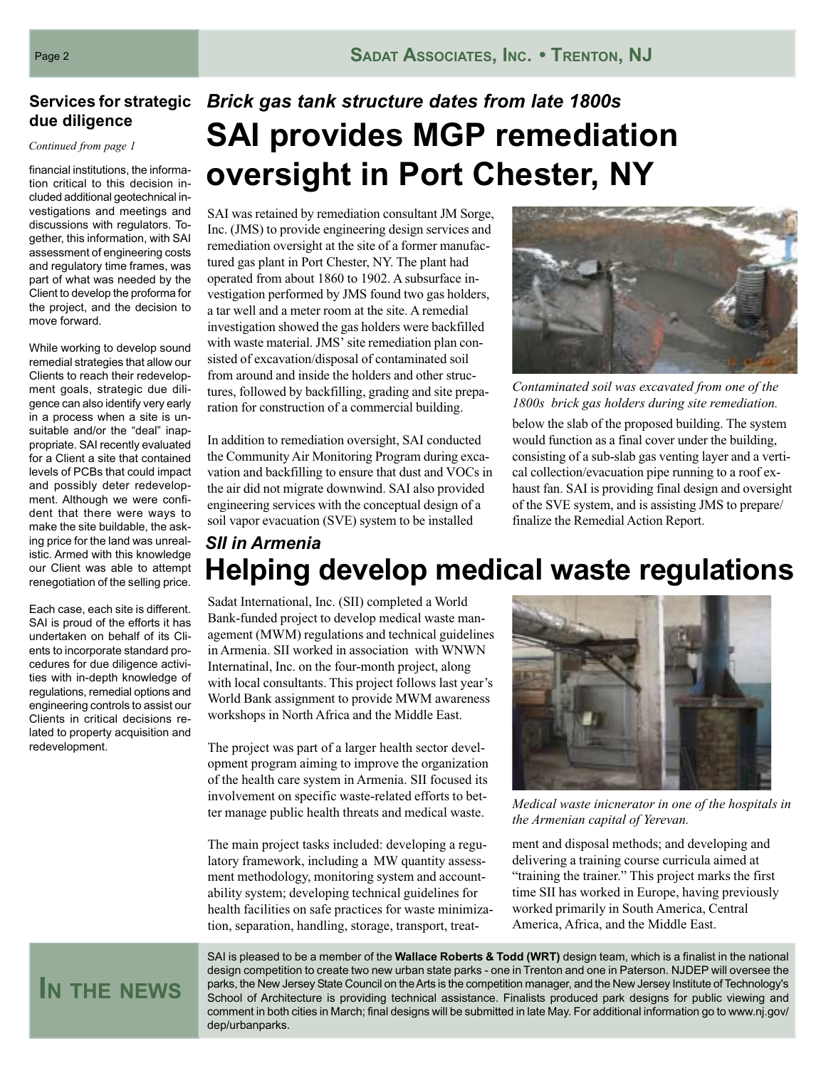## Services for strategic due diligence

*Continued from page 1*

financial institutions, the information critical to this decision included additional geotechnical investigations and meetings and discussions with regulators. Together, this information, with SAI assessment of engineering costs and regulatory time frames, was part of what was needed by the Client to develop the proforma for the project, and the decision to move forward.

While working to develop sound remedial strategies that allow our Clients to reach their redevelopment goals, strategic due diligence can also identify very early in a process when a site is unsuitable and/or the "deal" inappropriate. SAI recently evaluated for a Client a site that contained levels of PCBs that could impact and possibly deter redevelopment. Although we were confident that there were ways to make the site buildable, the asking price for the land was unrealistic. Armed with this knowledge our Client was able to attempt renegotiation of the selling price.

Each case, each site is different. SAI is proud of the efforts it has undertaken on behalf of its Clients to incorporate standard procedures for due diligence activities with in-depth knowledge of regulations, remedial options and engineering controls to assist our Clients in critical decisions related to property acquisition and redevelopment.

### *Brick gas tank structure dates from late 1800s*

# SAI provides MGP remediation oversight in Port Chester, NY

SAI was retained by remediation consultant JM Sorge, Inc. (JMS) to provide engineering design services and remediation oversight at the site of a former manufactured gas plant in Port Chester, NY. The plant had operated from about 1860 to 1902. A subsurface investigation performed by JMS found two gas holders, a tar well and a meter room at the site. A remedial investigation showed the gas holders were backfilled with waste material. JMS' site remediation plan consisted of excavation/disposal of contaminated soil from around and inside the holders and other structures, followed by backfilling, grading and site preparation for construction of a commercial building.

In addition to remediation oversight, SAI conducted the Community Air Monitoring Program during excavation and backfilling to ensure that dust and VOCs in the air did not migrate downwind. SAI also provided engineering services with the conceptual design of a soil vapor evacuation (SVE) system to be installed below the slab of the proposed building. The system would function as a final cover under the building, consisting of a sub-slab gas venting layer and a vertical collection/evacuation pipe running to a roof exhaust fan. SAI is providing final design and oversight of the SVE system, and is assisting JMS to prepare/finalize the Remedial Action Report.

*Contaminated soil was excavated from one of the 1800s brick gas holders during site remediation.*

### *SII in Armenia*

# Helping develop medical waste regulations

Sadat International, Inc. (SII) completed a World Bank-funded project to develop medical waste management (MWM) regulations and technical guidelines in Armenia. SII worked in association with WNWN Internatinal, Inc. on the four-month project, along with local consultants. This project follows last year's World Bank assignment to provide MWM awareness workshops in North Africa and the Middle East.

The project was part of a larger health sector development program aiming to improve the organization of the health care system in Armenia. SII focused its involvement on specific waste-related efforts to better manage public health threats and medical waste.

The main project tasks included: developing a regulatory framework, including a MW quantity assessment methodology, monitoring system and accountability system; developing technical guidelines for health facilities on safe practices for waste minimization, separation, handling, storage, transport, treatment and disposal methods; and developing and delivering a training course curricula aimed at "training the trainer." This project marks the first time SII has worked in Europe, having previously worked primarily in South America, Central America, Africa, and the Middle East.

*Medical waste inicnerator in one of the hospitals in the Armenian capital of Yerevan.*

## In the News

SAI is pleased to be a member of the **Wallace Roberts & Todd (WRT)** design team, which is a finalist in the national design competition to create two new urban state parks - one in Trenton and one in Paterson. NJDEP will oversee the parks, the New Jersey State Council on the Arts is the competition manager, and the New Jersey Institute of Technology's School of Architecture is providing technical assistance. Finalists produced park designs for public viewing and comment in both cities in March; final designs will be submitted in late May. For additional information go to www.nj.gov/dep/urbanparks.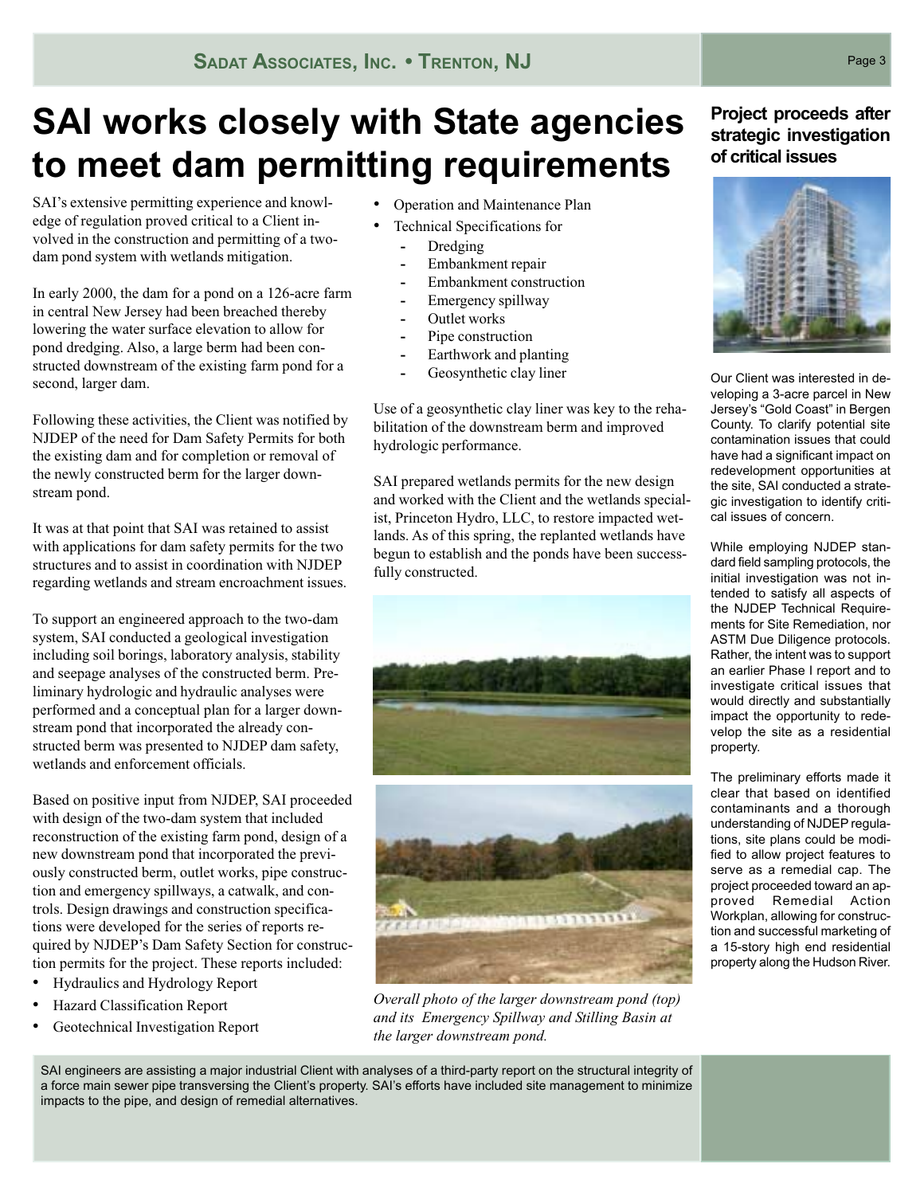# SAI works closely with State agencies to meet dam permitting requirements

SAI's extensive permitting experience and knowledge of regulation proved critical to a Client involved in the construction and permitting of a two-dam pond system with wetlands mitigation.

In early 2000, the dam for a pond on a 126-acre farm in central New Jersey had been breached thereby lowering the water surface elevation to allow for pond dredging. Also, a large berm had been constructed downstream of the existing farm pond for a second, larger dam.

Following these activities, the Client was notified by NJDEP of the need for Dam Safety Permits for both the existing dam and for completion or removal of the newly constructed berm for the larger downstream pond.

It was at that point that SAI was retained to assist with applications for dam safety permits for the two structures and to assist in coordination with NJDEP regarding wetlands and stream encroachment issues.

To support an engineered approach to the two-dam system, SAI conducted a geological investigation including soil borings, laboratory analysis, stability and seepage analyses of the constructed berm. Preliminary hydrologic and hydraulic analyses were performed and a conceptual plan for a larger downstream pond that incorporated the already constructed berm was presented to NJDEP dam safety, wetlands and enforcement officials.

Based on positive input from NJDEP, SAI proceeded with design of the two-dam system that included reconstruction of the existing farm pond, design of a new downstream pond that incorporated the previously constructed berm, outlet works, pipe construction and emergency spillways, a catwalk, and controls. Design drawings and construction specifications were developed for the series of reports required by NJDEP's Dam Safety Section for construction permits for the project. These reports included:

- Hydraulics and Hydrology Report
- Hazard Classification Report
- Geotechnical Investigation Report
- Operation and Maintenance Plan
- Technical Specifications for
  - Dredging
  - Embankment repair
  - Embankment construction
  - Emergency spillway
  - Outlet works
  - Pipe construction
  - Earthwork and planting
  - Geosynthetic clay liner

Use of a geosynthetic clay liner was key to the rehabilitation of the downstream berm and improved hydrologic performance.

SAI prepared wetlands permits for the new design and worked with the Client and the wetlands specialist, Princeton Hydro, LLC, to restore impacted wetlands. As of this spring, the replanted wetlands have begun to establish and the ponds have been successfully constructed.

*Overall photo of the larger downstream pond (top) and its Emergency Spillway and Stilling Basin at the larger downstream pond.*

## Project proceeds after strategic investigation of critical issues

Our Client was interested in developing a 3-acre parcel in New Jersey's "Gold Coast" in Bergen County. To clarify potential site contamination issues that could have had a significant impact on redevelopment opportunities at the site, SAI conducted a strategic investigation to identify critical issues of concern.

While employing NJDEP standard field sampling protocols, the initial investigation was not intended to satisfy all aspects of the NJDEP Technical Requirements for Site Remediation, nor ASTM Due Diligence protocols. Rather, the intent was to support an earlier Phase I report and to investigate critical issues that would directly and substantially impact the opportunity to redevelop the site as a residential property.

The preliminary efforts made it clear that based on identified contaminants and a thorough understanding of NJDEP regulations, site plans could be modified to allow project features to serve as a remedial cap. The project proceeded toward an approved Remedial Action Workplan, allowing for construction and successful marketing of a 15-story high end residential property along the Hudson River.

SAI engineers are assisting a major industrial Client with analyses of a third-party report on the structural integrity of a force main sewer pipe transversing the Client's property. SAI's efforts have included site management to minimize impacts to the pipe, and design of remedial alternatives.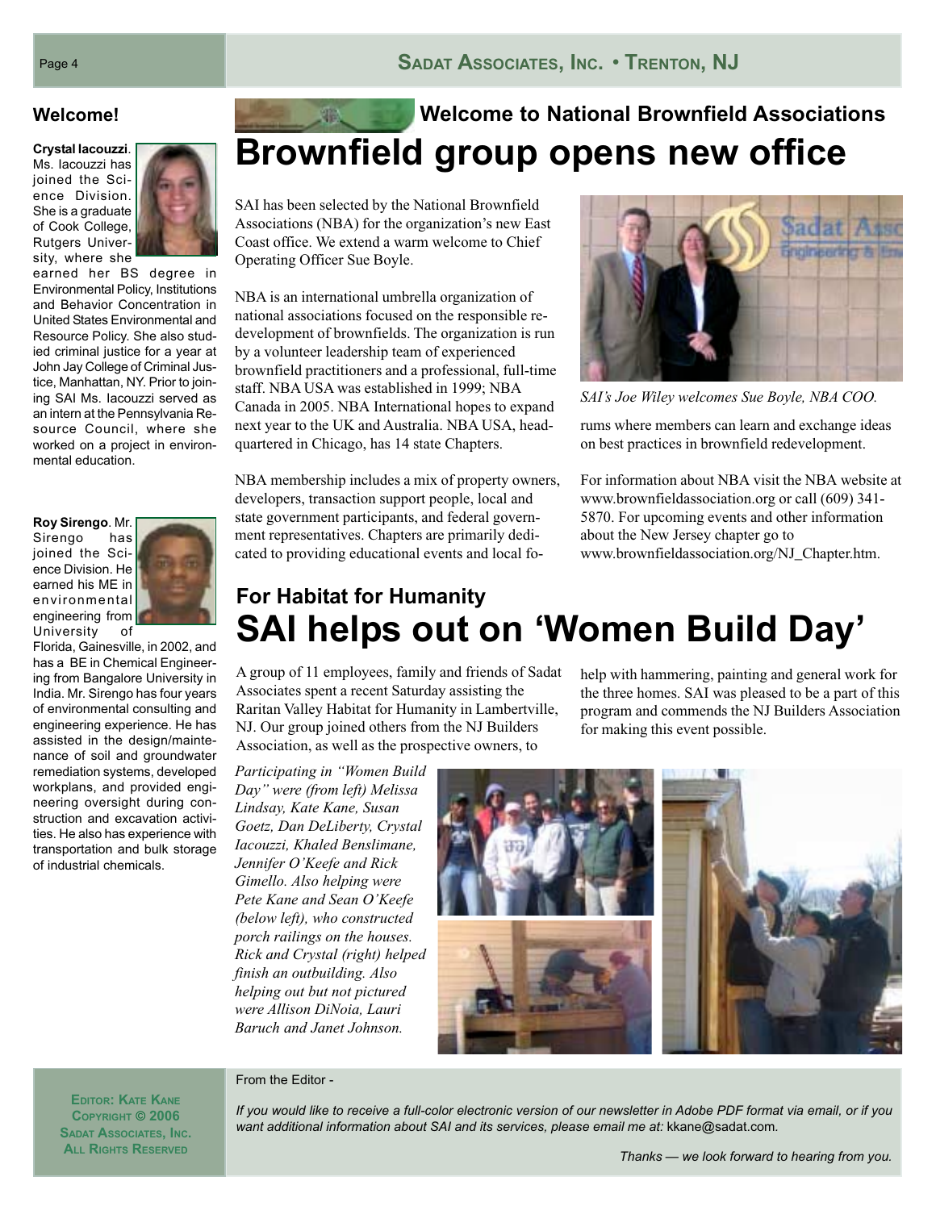## Welcome!

**Crystal Iacouzzi**. Ms. Iacouzzi has joined the Science Division. She is a graduate of Cook College, Rutgers University, where she earned her BS degree in Environmental Policy, Institutions and Behavior Concentration in United States Environmental and Resource Policy. She also studied criminal justice for a year at John Jay College of Criminal Justice, Manhattan, NY. Prior to joining SAI Ms. Iacouzzi served as an intern at the Pennsylvania Resource Council, where she worked on a project in environmental education.

**Roy Sirengo**. Mr. Sirengo has joined the Science Division. He earned his ME in environmental engineering from University of Florida, Gainesville, in 2002, and has a BE in Chemical Engineering from Bangalore University in India. Mr. Sirengo has four years of environmental consulting and engineering experience. He has assisted in the design/maintenance of soil and groundwater remediation systems, developed workplans, and provided engineering oversight during construction and excavation activities. He also has experience with transportation and bulk storage of industrial chemicals.

### Welcome to National Brownfield Associations

# Brownfield group opens new office

SAI has been selected by the National Brownfield Associations (NBA) for the organization's new East Coast office. We extend a warm welcome to Chief Operating Officer Sue Boyle.

NBA is an international umbrella organization of national associations focused on the responsible redevelopment of brownfields. The organization is run by a volunteer leadership team of experienced brownfield practitioners and a professional, full-time staff. NBA USA was established in 1999; NBA Canada in 2005. NBA International hopes to expand next year to the UK and Australia. NBA USA, headquartered in Chicago, has 14 state Chapters.

NBA membership includes a mix of property owners, developers, transaction support people, local and state government participants, and federal government representatives. Chapters are primarily dedicated to providing educational events and local forums where members can learn and exchange ideas on best practices in brownfield redevelopment.

*SAI's Joe Wiley welcomes Sue Boyle, NBA COO.*

For information about NBA visit the NBA website at www.brownfieldassociation.org or call (609) 341-5870. For upcoming events and other information about the New Jersey chapter go to www.brownfieldassociation.org/NJ_Chapter.htm.

### For Habitat for Humanity

# SAI helps out on 'Women Build Day'

A group of 11 employees, family and friends of Sadat Associates spent a recent Saturday assisting the Raritan Valley Habitat for Humanity in Lambertville, NJ. Our group joined others from the NJ Builders Association, as well as the prospective owners, to help with hammering, painting and general work for the three homes. SAI was pleased to be a part of this program and commends the NJ Builders Association for making this event possible.

*Participating in "Women Build Day" were (from left) Melissa Lindsay, Kate Kane, Susan Goetz, Dan DeLiberty, Crystal Iacouzzi, Khaled Benslimane, Jennifer O'Keefe and Rick Gimello. Also helping were Pete Kane and Sean O'Keefe (below left), who constructed porch railings on the houses. Rick and Crystal (right) helped finish an outbuilding. Also helping out but not pictured were Allison DiNoia, Lauri Baruch and Janet Johnson.*

From the Editor -

*If you would like to receive a full-color electronic version of our newsletter in Adobe PDF format via email, or if you want additional information about SAI and its services, please email me at:* kkane@sadat.com.

*Thanks — we look forward to hearing from you.*

EDITOR: KATE KANE
COPYRIGHT © 2006
SADAT ASSOCIATES, INC.
ALL RIGHTS RESERVED